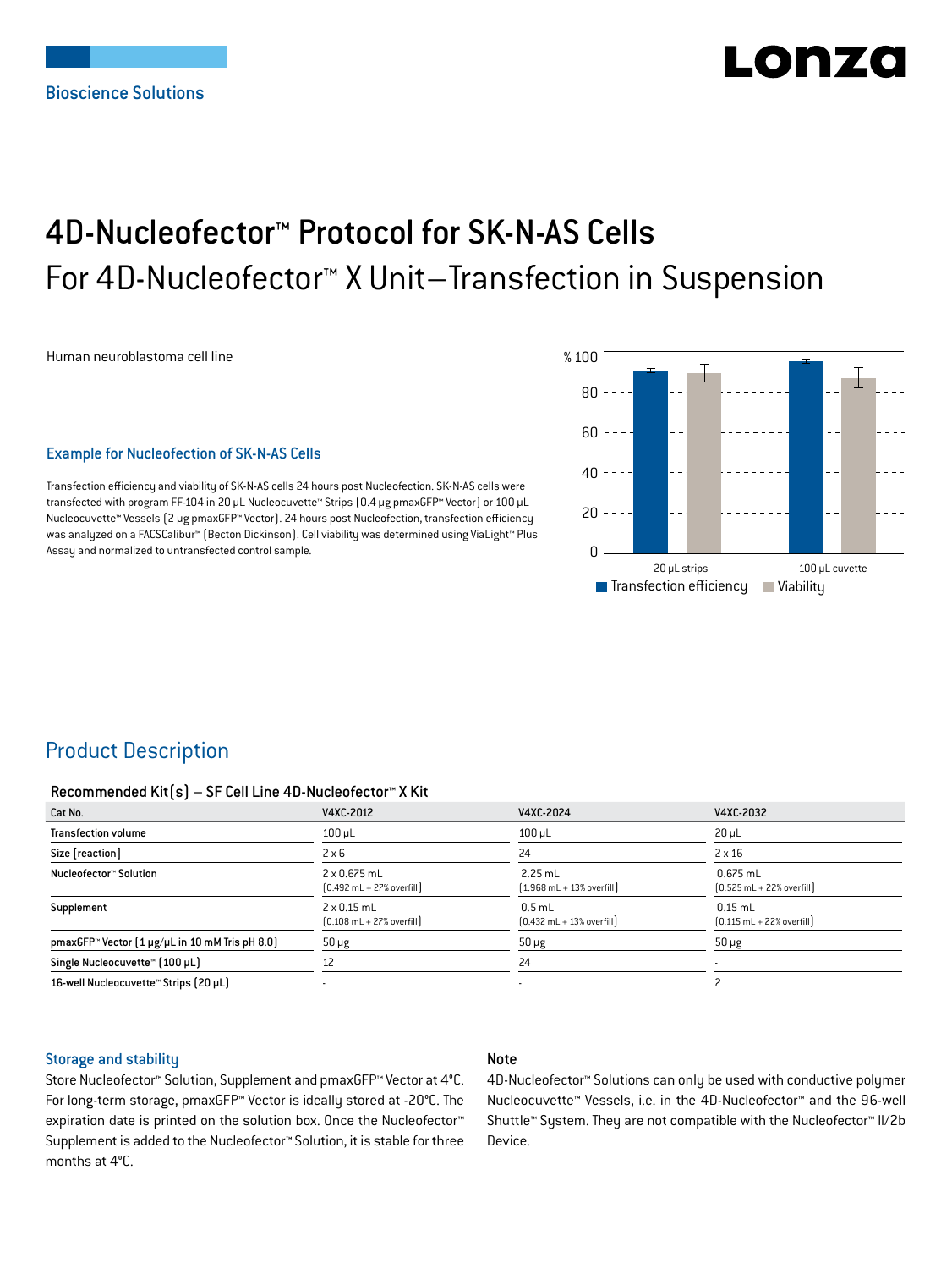Bioscience Solutions

# 4D-Nucleofector™ Protocol for SK-N-AS Cells

## For 4D-Nucleofector™ X Unit–Transfection in Suspension

Human neuroblastoma cell line

### Example for Nucleofection of SK-N-AS Cells

Transfection efficiency and viability of SK-N-AS cells 24 hours post Nucleofection. SK-N-AS cells were transfected with program FF-104 in 20 µL Nucleocuvette™ Strips (0.4 µg pmaxGFP™ Vector) or 100 µL Nucleocuvette™ Vessels (2 µg pmaxGFP™ Vector). 24 hours post Nucleofection, transfection efficiency was analyzed on a FACSCalibur™ (Becton Dickinson). Cell viability was determined using ViaLight™ Plus Assay and normalized to untransfected control sample.

## Product Description

**Recommended Kit(s) – SF Cell Line 4D-Nucleofector™ X Kit**

| Cat No. | V4XC-2012 | V4XC-2024 | V4XC-2032 |
|---|---|---|---|
| Transfection volume | 100 µL | 100 µL | 20 µL |
| Size [reaction] | 2 x 6 | 24 | 2 x 16 |
| Nucleofector™ Solution | 2 x 0.675 mL (0.492 mL + 27% overfill) | 2.25 mL (1.968 mL + 13% overfill) | 0.675 mL (0.525 mL + 22% overfill) |
| Supplement | 2 x 0.15 mL (0.108 mL + 27% overfill) | 0.5 mL (0.432 mL + 13% overfill) | 0.15 mL (0.115 mL + 22% overfill) |
| pmaxGFP™ Vector (1 µg/µL in 10 mM Tris pH 8.0) | 50 µg | 50 µg | 50 µg |
| Single Nucleocuvette™ (100 µL) | 12 | 24 | - |
| 16-well Nucleocuvette™ Strips (20 µL) | - | - | 2 |

### Storage and stability

Store Nucleofector™ Solution, Supplement and pmaxGFP™ Vector at 4°C. For long-term storage, pmaxGFP™ Vector is ideally stored at -20°C. The expiration date is printed on the solution box. Once the Nucleofector™ Supplement is added to the Nucleofector™ Solution, it is stable for three months at 4°C.

### Note

4D-Nucleofector™ Solutions can only be used with conductive polymer Nucleocuvette™ Vessels, i.e. in the 4D-Nucleofector™ and the 96-well Shuttle™ System. They are not compatible with the Nucleofector™ II/2b Device.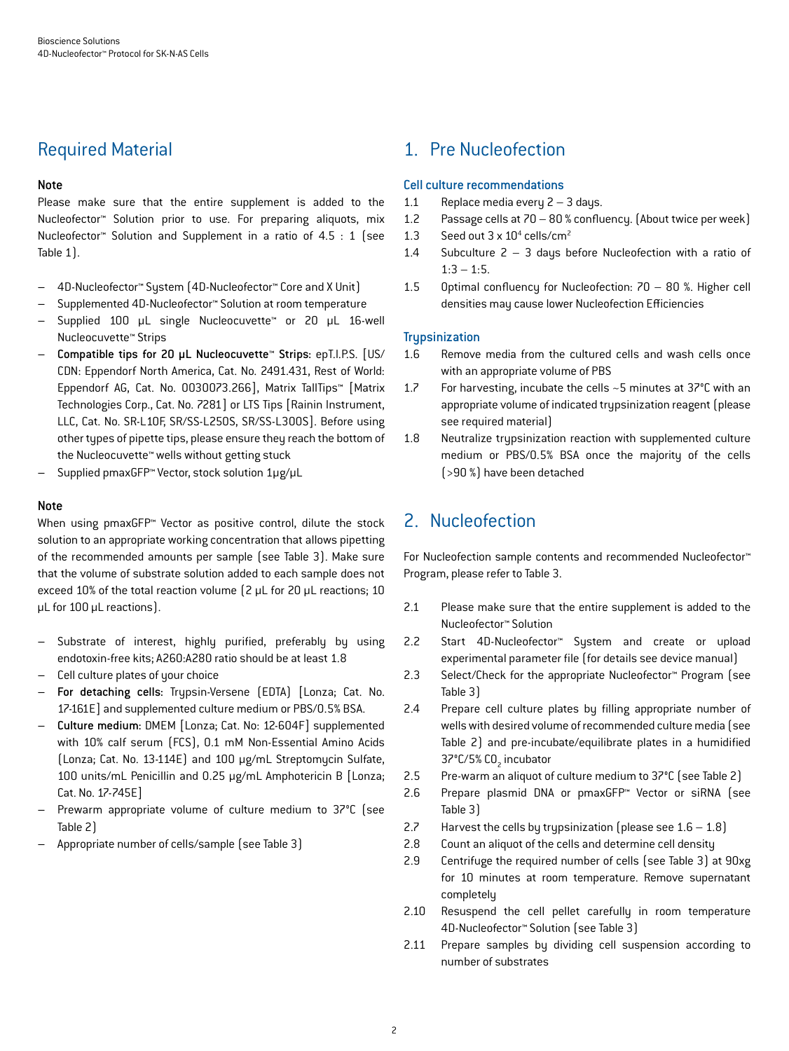## Required Material

**Note**

Please make sure that the entire supplement is added to the Nucleofector™ Solution prior to use. For preparing aliquots, mix Nucleofector™ Solution and Supplement in a ratio of 4.5 : 1 (see Table 1).

- 4D-Nucleofector™ System (4D-Nucleofector™ Core and X Unit)
- Supplemented 4D-Nucleofector™ Solution at room temperature
- Supplied 100 µL single Nucleocuvette™ or 20 µL 16-well Nucleocuvette™ Strips
- **Compatible tips for 20 µL Nucleocuvette™ Strips:** epT.I.P.S. [US/CDN: Eppendorf North America, Cat. No. 2491.431, Rest of World: Eppendorf AG, Cat. No. 0030073.266], Matrix TallTips™ [Matrix Technologies Corp., Cat. No. 7281] or LTS Tips [Rainin Instrument, LLC, Cat. No. SR-L10F, SR/SS-L250S, SR/SS-L300S]. Before using other types of pipette tips, please ensure they reach the bottom of the Nucleocuvette™ wells without getting stuck
- Supplied pmaxGFP™ Vector, stock solution 1µg/µL

**Note**

When using pmaxGFP™ Vector as positive control, dilute the stock solution to an appropriate working concentration that allows pipetting of the recommended amounts per sample (see Table 3). Make sure that the volume of substrate solution added to each sample does not exceed 10% of the total reaction volume (2 µL for 20 µL reactions; 10 µL for 100 µL reactions).

- Substrate of interest, highly purified, preferably by using endotoxin-free kits; A260:A280 ratio should be at least 1.8
- Cell culture plates of your choice
- **For detaching cells:** Trypsin-Versene (EDTA) [Lonza; Cat. No. 17-161E] and supplemented culture medium or PBS/0.5% BSA.
- **Culture medium:** DMEM [Lonza; Cat. No: 12-604F] supplemented with 10% calf serum (FCS), 0.1 mM Non-Essential Amino Acids (Lonza; Cat. No. 13-114E) and 100 µg/mL Streptomycin Sulfate, 100 units/mL Penicillin and 0.25 µg/mL Amphotericin B [Lonza; Cat. No. 17-745E]
- Prewarm appropriate volume of culture medium to 37°C (see Table 2)
- Appropriate number of cells/sample (see Table 3)

## 1. Pre Nucleofection

### Cell culture recommendations

1.1 Replace media every 2 – 3 days.

1.2 Passage cells at 70 – 80 % confluency. (About twice per week)

1.3 Seed out 3 x $10^4$ cells/cm$^2$

1.4 Subculture 2 – 3 days before Nucleofection with a ratio of 1:3 – 1:5.

1.5 Optimal confluency for Nucleofection: 70 – 80 %. Higher cell densities may cause lower Nucleofection Efficiencies

### Trypsinization

1.6 Remove media from the cultured cells and wash cells once with an appropriate volume of PBS

1.7 For harvesting, incubate the cells ~5 minutes at 37°C with an appropriate volume of indicated trypsinization reagent (please see required material)

1.8 Neutralize trypsinization reaction with supplemented culture medium or PBS/0.5% BSA once the majority of the cells (>90 %) have been detached

## 2. Nucleofection

For Nucleofection sample contents and recommended Nucleofector™ Program, please refer to Table 3.

2.1 Please make sure that the entire supplement is added to the Nucleofector™ Solution

2.2 Start 4D-Nucleofector™ System and create or upload experimental parameter file (for details see device manual)

2.3 Select/Check for the appropriate Nucleofector™ Program (see Table 3)

2.4 Prepare cell culture plates by filling appropriate number of wells with desired volume of recommended culture media (see Table 2) and pre-incubate/equilibrate plates in a humidified 37°C/5% $CO_2$ incubator

2.5 Pre-warm an aliquot of culture medium to 37°C (see Table 2)

2.6 Prepare plasmid DNA or pmaxGFP™ Vector or siRNA (see Table 3)

2.7 Harvest the cells by trypsinization (please see 1.6 – 1.8)

2.8 Count an aliquot of the cells and determine cell density

2.9 Centrifuge the required number of cells (see Table 3) at 90xg for 10 minutes at room temperature. Remove supernatant completely

2.10 Resuspend the cell pellet carefully in room temperature 4D-Nucleofector™ Solution (see Table 3)

2.11 Prepare samples by dividing cell suspension according to number of substrates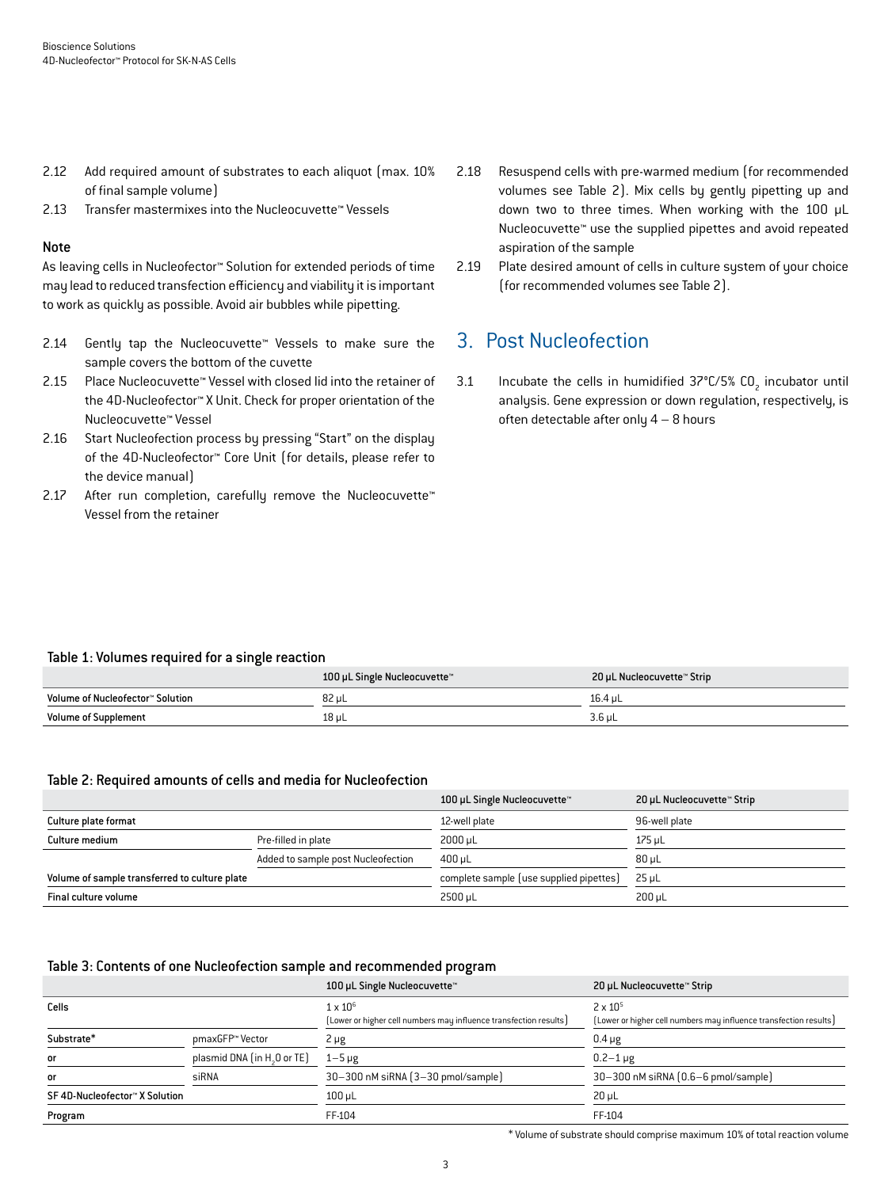2.12 Add required amount of substrates to each aliquot (max. 10% of final sample volume)

2.13 Transfer mastermixes into the Nucleocuvette™ Vessels

**Note**

As leaving cells in Nucleofector™ Solution for extended periods of time may lead to reduced transfection efficiency and viability it is important to work as quickly as possible. Avoid air bubbles while pipetting.

2.14 Gently tap the Nucleocuvette™ Vessels to make sure the sample covers the bottom of the cuvette

2.15 Place Nucleocuvette™ Vessel with closed lid into the retainer of the 4D-Nucleofector™ X Unit. Check for proper orientation of the Nucleocuvette™ Vessel

2.16 Start Nucleofection process by pressing "Start" on the display of the 4D-Nucleofector™ Core Unit (for details, please refer to the device manual)

2.17 After run completion, carefully remove the Nucleocuvette™ Vessel from the retainer

2.18 Resuspend cells with pre-warmed medium (for recommended volumes see Table 2). Mix cells by gently pipetting up and down two to three times. When working with the 100 µL Nucleocuvette™ use the supplied pipettes and avoid repeated aspiration of the sample

2.19 Plate desired amount of cells in culture system of your choice (for recommended volumes see Table 2).

## 3. Post Nucleofection

3.1 Incubate the cells in humidified 37°C/5% $CO_2$ incubator until analysis. Gene expression or down regulation, respectively, is often detectable after only 4 – 8 hours

**Table 1: Volumes required for a single reaction**

| | 100 µL Single Nucleocuvette™ | 20 µL Nucleocuvette™ Strip |
|---|---|---|
| Volume of Nucleofector™ Solution | 82 µL | 16.4 µL |
| Volume of Supplement | 18 µL | 3.6 µL |

**Table 2: Required amounts of cells and media for Nucleofection**

| | | 100 µL Single Nucleocuvette™ | 20 µL Nucleocuvette™ Strip |
|---|---|---|---|
| Culture plate format | | 12-well plate | 96-well plate |
| Culture medium | Pre-filled in plate | 2000 µL | 175 µL |
| | Added to sample post Nucleofection | 400 µL | 80 µL |
| Volume of sample transferred to culture plate | | complete sample (use supplied pipettes) | 25 µL |
| Final culture volume | | 2500 µL | 200 µL |

**Table 3: Contents of one Nucleofection sample and recommended program**

| | | 100 µL Single Nucleocuvette™ | 20 µL Nucleocuvette™ Strip |
|---|---|---|---|
| Cells | | $1 \times 10^6$ (Lower or higher cell numbers may influence transfection results) | $2 \times 10^5$ (Lower or higher cell numbers may influence transfection results) |
| Substrate* | pmaxGFP™ Vector | 2 µg | 0.4 µg |
| or | plasmid DNA (in $H_2O$ or TE) | 1–5 µg | 0.2–1 µg |
| or | siRNA | 30–300 nM siRNA (3–30 pmol/sample) | 30–300 nM siRNA (0.6–6 pmol/sample) |
| SF 4D-Nucleofector™ X Solution | | 100 µL | 20 µL |
| Program | | FF-104 | FF-104 |

* Volume of substrate should comprise maximum 10% of total reaction volume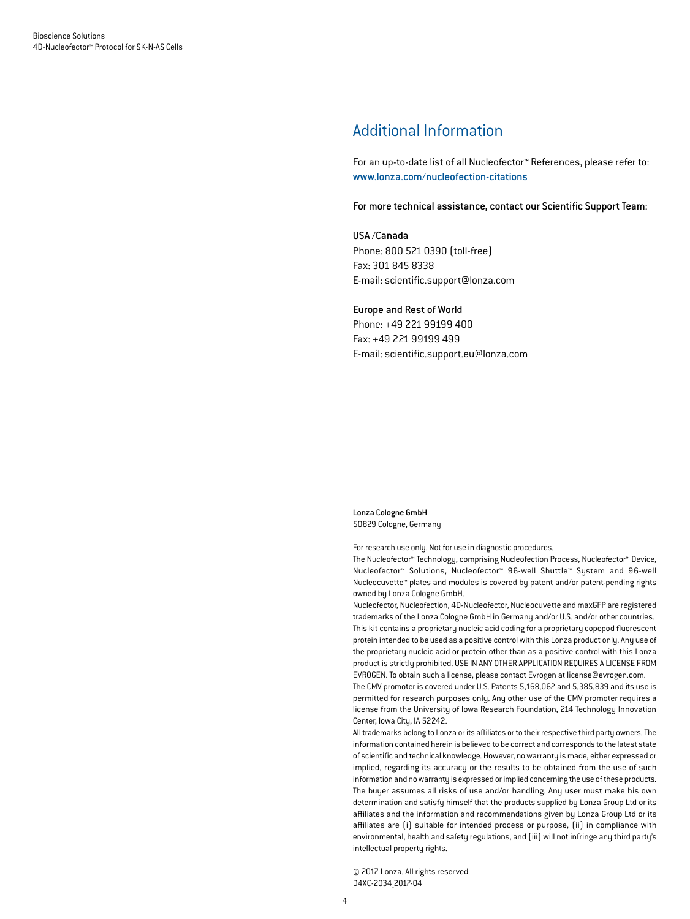## Additional Information

For an up-to-date list of all Nucleofector™ References, please refer to:
www.lonza.com/nucleofection-citations

**For more technical assistance, contact our Scientific Support Team:**

**USA /Canada**
Phone: 800 521 0390 (toll-free)
Fax: 301 845 8338
E-mail: scientific.support@lonza.com

**Europe and Rest of World**
Phone: +49 221 99199 400
Fax: +49 221 99199 499
E-mail: scientific.support.eu@lonza.com

**Lonza Cologne GmbH**
50829 Cologne, Germany

For research use only. Not for use in diagnostic procedures.
The Nucleofector™ Technology, comprising Nucleofection Process, Nucleofector™ Device, Nucleofector™ Solutions, Nucleofector™ 96-well Shuttle™ System and 96-well Nucleocuvette™ plates and modules is covered by patent and/or patent-pending rights owned by Lonza Cologne GmbH.
Nucleofector, Nucleofection, 4D-Nucleofector, Nucleocuvette and maxGFP are registered trademarks of the Lonza Cologne GmbH in Germany and/or U.S. and/or other countries.
This kit contains a proprietary nucleic acid coding for a proprietary copepod fluorescent protein intended to be used as a positive control with this Lonza product only. Any use of the proprietary nucleic acid or protein other than as a positive control with this Lonza product is strictly prohibited. USE IN ANY OTHER APPLICATION REQUIRES A LICENSE FROM EVROGEN. To obtain such a license, please contact Evrogen at license@evrogen.com.
The CMV promoter is covered under U.S. Patents 5,168,062 and 5,385,839 and its use is permitted for research purposes only. Any other use of the CMV promoter requires a license from the University of Iowa Research Foundation, 214 Technology Innovation Center, Iowa City, IA 52242.
All trademarks belong to Lonza or its affiliates or to their respective third party owners. The information contained herein is believed to be correct and corresponds to the latest state of scientific and technical knowledge. However, no warranty is made, either expressed or implied, regarding its accuracy or the results to be obtained from the use of such information and no warranty is expressed or implied concerning the use of these products. The buyer assumes all risks of use and/or handling. Any user must make his own determination and satisfy himself that the products supplied by Lonza Group Ltd or its affiliates and the information and recommendations given by Lonza Group Ltd or its affiliates are (i) suitable for intended process or purpose, (ii) in compliance with environmental, health and safety regulations, and (iii) will not infringe any third party's intellectual property rights.

© 2017 Lonza. All rights reserved.
D4XC-2034_2017-04